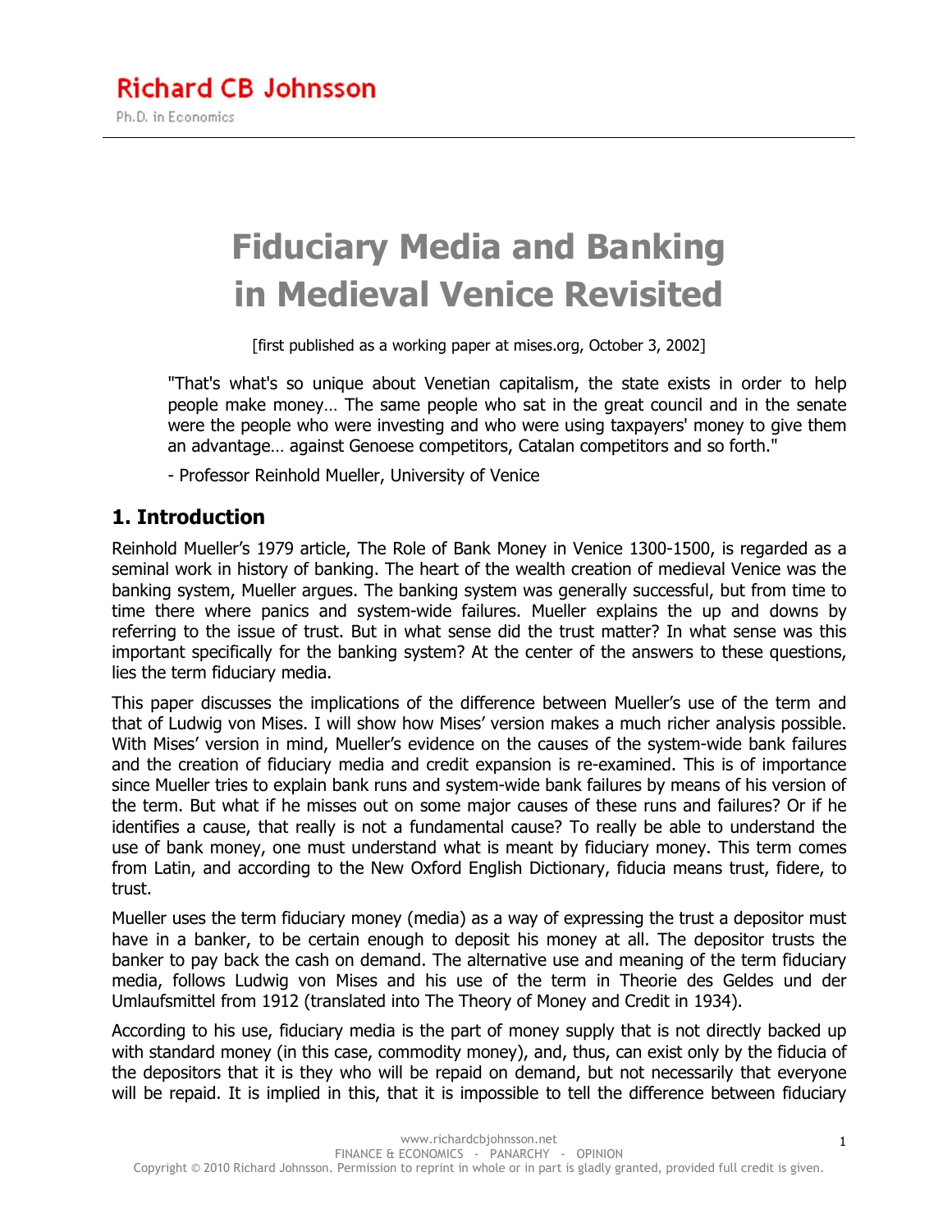Richard CB Johnsson

Ph.D. in Economics

# Fiduciary Media and Banking in Medieval Venice Revisited

[first published as a working paper at mises.org, October 3, 2002]

> "That's what's so unique about Venetian capitalism, the state exists in order to help people make money… The same people who sat in the great council and in the senate were the people who were investing and who were using taxpayers' money to give them an advantage… against Genoese competitors, Catalan competitors and so forth."
>
> - Professor Reinhold Mueller, University of Venice

## 1. Introduction

Reinhold Mueller's 1979 article, The Role of Bank Money in Venice 1300-1500, is regarded as a seminal work in history of banking. The heart of the wealth creation of medieval Venice was the banking system, Mueller argues. The banking system was generally successful, but from time to time there where panics and system-wide failures. Mueller explains the up and downs by referring to the issue of trust. But in what sense did the trust matter? In what sense was this important specifically for the banking system? At the center of the answers to these questions, lies the term fiduciary media.

This paper discusses the implications of the difference between Mueller's use of the term and that of Ludwig von Mises. I will show how Mises' version makes a much richer analysis possible. With Mises' version in mind, Mueller's evidence on the causes of the system-wide bank failures and the creation of fiduciary media and credit expansion is re-examined. This is of importance since Mueller tries to explain bank runs and system-wide bank failures by means of his version of the term. But what if he misses out on some major causes of these runs and failures? Or if he identifies a cause, that really is not a fundamental cause? To really be able to understand the use of bank money, one must understand what is meant by fiduciary money. This term comes from Latin, and according to the New Oxford English Dictionary, fiducia means trust, fidere, to trust.

Mueller uses the term fiduciary money (media) as a way of expressing the trust a depositor must have in a banker, to be certain enough to deposit his money at all. The depositor trusts the banker to pay back the cash on demand. The alternative use and meaning of the term fiduciary media, follows Ludwig von Mises and his use of the term in Theorie des Geldes und der Umlaufsmittel from 1912 (translated into The Theory of Money and Credit in 1934).

According to his use, fiduciary media is the part of money supply that is not directly backed up with standard money (in this case, commodity money), and, thus, can exist only by the fiducia of the depositors that it is they who will be repaid on demand, but not necessarily that everyone will be repaid. It is implied in this, that it is impossible to tell the difference between fiduciary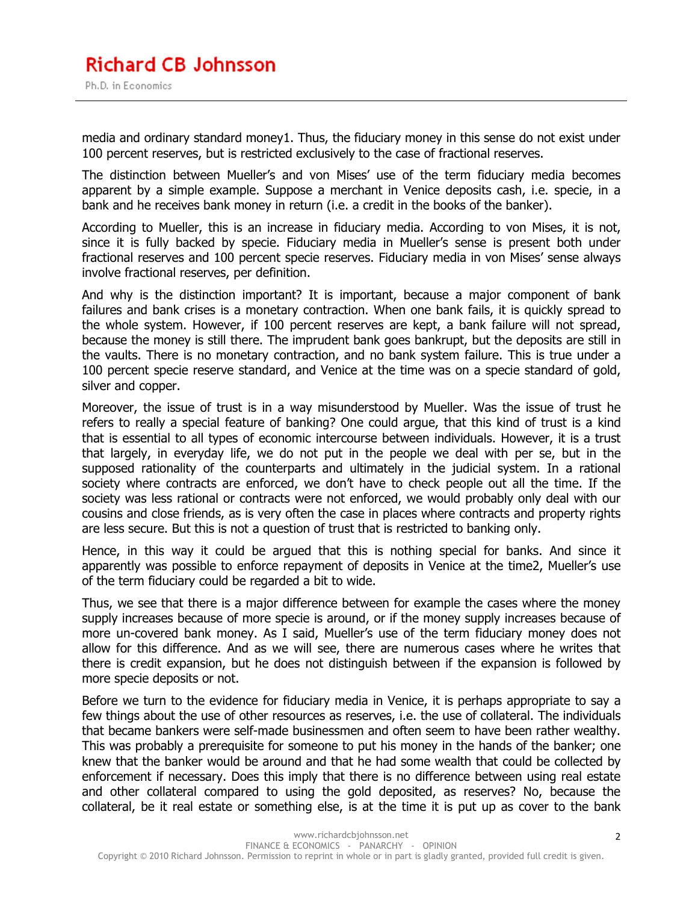media and ordinary standard money[1]. Thus, the fiduciary money in this sense do not exist under 100 percent reserves, but is restricted exclusively to the case of fractional reserves.

The distinction between Mueller's and von Mises' use of the term fiduciary media becomes apparent by a simple example. Suppose a merchant in Venice deposits cash, i.e. specie, in a bank and he receives bank money in return (i.e. a credit in the books of the banker).

According to Mueller, this is an increase in fiduciary media. According to von Mises, it is not, since it is fully backed by specie. Fiduciary media in Mueller's sense is present both under fractional reserves and 100 percent specie reserves. Fiduciary media in von Mises' sense always involve fractional reserves, per definition.

And why is the distinction important? It is important, because a major component of bank failures and bank crises is a monetary contraction. When one bank fails, it is quickly spread to the whole system. However, if 100 percent reserves are kept, a bank failure will not spread, because the money is still there. The imprudent bank goes bankrupt, but the deposits are still in the vaults. There is no monetary contraction, and no bank system failure. This is true under a 100 percent specie reserve standard, and Venice at the time was on a specie standard of gold, silver and copper.

Moreover, the issue of trust is in a way misunderstood by Mueller. Was the issue of trust he refers to really a special feature of banking? One could argue, that this kind of trust is a kind that is essential to all types of economic intercourse between individuals. However, it is a trust that largely, in everyday life, we do not put in the people we deal with per se, but in the supposed rationality of the counterparts and ultimately in the judicial system. In a rational society where contracts are enforced, we don't have to check people out all the time. If the society was less rational or contracts were not enforced, we would probably only deal with our cousins and close friends, as is very often the case in places where contracts and property rights are less secure. But this is not a question of trust that is restricted to banking only.

Hence, in this way it could be argued that this is nothing special for banks. And since it apparently was possible to enforce repayment of deposits in Venice at the time[2], Mueller's use of the term fiduciary could be regarded a bit to wide.

Thus, we see that there is a major difference between for example the cases where the money supply increases because of more specie is around, or if the money supply increases because of more un-covered bank money. As I said, Mueller's use of the term fiduciary money does not allow for this difference. And as we will see, there are numerous cases where he writes that there is credit expansion, but he does not distinguish between if the expansion is followed by more specie deposits or not.

Before we turn to the evidence for fiduciary media in Venice, it is perhaps appropriate to say a few things about the use of other resources as reserves, i.e. the use of collateral. The individuals that became bankers were self-made businessmen and often seem to have been rather wealthy. This was probably a prerequisite for someone to put his money in the hands of the banker; one knew that the banker would be around and that he had some wealth that could be collected by enforcement if necessary. Does this imply that there is no difference between using real estate and other collateral compared to using the gold deposited, as reserves? No, because the collateral, be it real estate or something else, is at the time it is put up as cover to the bank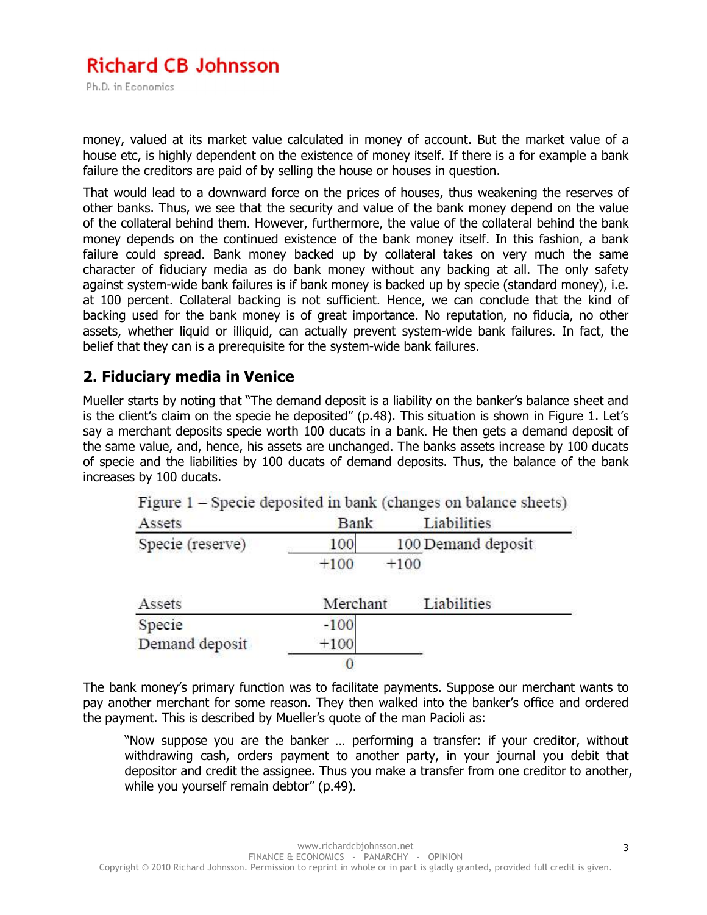money, valued at its market value calculated in money of account. But the market value of a house etc, is highly dependent on the existence of money itself. If there is a for example a bank failure the creditors are paid of by selling the house or houses in question.

That would lead to a downward force on the prices of houses, thus weakening the reserves of other banks. Thus, we see that the security and value of the bank money depend on the value of the collateral behind them. However, furthermore, the value of the collateral behind the bank money depends on the continued existence of the bank money itself. In this fashion, a bank failure could spread. Bank money backed up by collateral takes on very much the same character of fiduciary media as do bank money without any backing at all. The only safety against system-wide bank failures is if bank money is backed up by specie (standard money), i.e. at 100 percent. Collateral backing is not sufficient. Hence, we can conclude that the kind of backing used for the bank money is of great importance. No reputation, no fiducia, no other assets, whether liquid or illiquid, can actually prevent system-wide bank failures. In fact, the belief that they can is a prerequisite for the system-wide bank failures.

## 2. Fiduciary media in Venice

Mueller starts by noting that "The demand deposit is a liability on the banker's balance sheet and is the client's claim on the specie he deposited" (p.48). This situation is shown in Figure 1. Let's say a merchant deposits specie worth 100 ducats in a bank. He then gets a demand deposit of the same value, and, hence, his assets are unchanged. The banks assets increase by 100 ducats of specie and the liabilities by 100 ducats of demand deposits. Thus, the balance of the bank increases by 100 ducats.

Figure 1 – Specie deposited in bank (changes on balance sheets)

| Assets | Bank | | Liabilities |
|---|---|---|---|
| Specie (reserve) | 100 | 100 | Demand deposit |
| | +100 | +100 | |

| Assets | Merchant | | Liabilities |
|---|---|---|---|
| Specie | -100 | | |
| Demand deposit | +100 | | |
| | 0 | | |

The bank money's primary function was to facilitate payments. Suppose our merchant wants to pay another merchant for some reason. They then walked into the banker's office and ordered the payment. This is described by Mueller's quote of the man Pacioli as:

> "Now suppose you are the banker … performing a transfer: if your creditor, without withdrawing cash, orders payment to another party, in your journal you debit that depositor and credit the assignee. Thus you make a transfer from one creditor to another, while you yourself remain debtor" (p.49).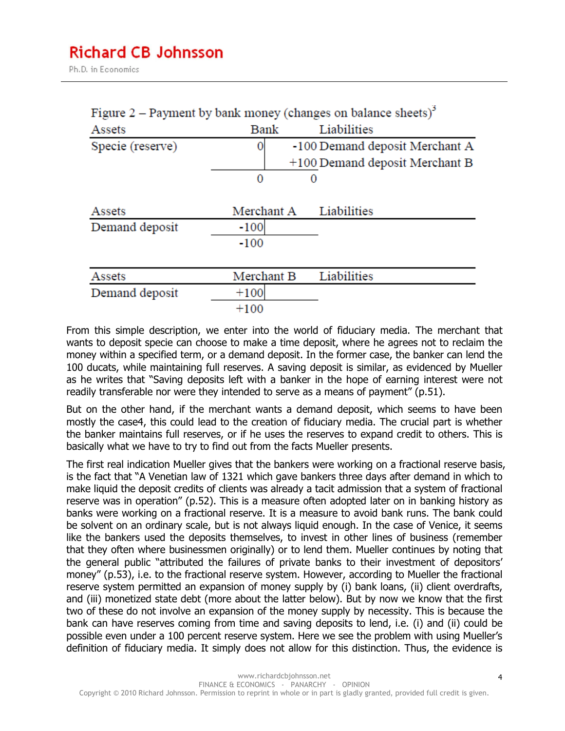Figure 2 – Payment by bank money (changes on balance sheets)[3]

| Assets | Bank | | Liabilities |
|---|---|---|---|
| Specie (reserve) | 0 | -100 | Demand deposit Merchant A |
| | | +100 | Demand deposit Merchant B |
| | 0 | 0 | |

| Assets | Merchant A | Liabilities |
|---|---|---|
| Demand deposit | -100 | |
| | -100 | |

| Assets | Merchant B | Liabilities |
|---|---|---|
| Demand deposit | +100 | |
| | +100 | |

From this simple description, we enter into the world of fiduciary media. The merchant that wants to deposit specie can choose to make a time deposit, where he agrees not to reclaim the money within a specified term, or a demand deposit. In the former case, the banker can lend the 100 ducats, while maintaining full reserves. A saving deposit is similar, as evidenced by Mueller as he writes that "Saving deposits left with a banker in the hope of earning interest were not readily transferable nor were they intended to serve as a means of payment" (p.51).

But on the other hand, if the merchant wants a demand deposit, which seems to have been mostly the case4, this could lead to the creation of fiduciary media. The crucial part is whether the banker maintains full reserves, or if he uses the reserves to expand credit to others. This is basically what we have to try to find out from the facts Mueller presents.

The first real indication Mueller gives that the bankers were working on a fractional reserve basis, is the fact that "A Venetian law of 1321 which gave bankers three days after demand in which to make liquid the deposit credits of clients was already a tacit admission that a system of fractional reserve was in operation" (p.52). This is a measure often adopted later on in banking history as banks were working on a fractional reserve. It is a measure to avoid bank runs. The bank could be solvent on an ordinary scale, but is not always liquid enough. In the case of Venice, it seems like the bankers used the deposits themselves, to invest in other lines of business (remember that they often where businessmen originally) or to lend them. Mueller continues by noting that the general public "attributed the failures of private banks to their investment of depositors' money" (p.53), i.e. to the fractional reserve system. However, according to Mueller the fractional reserve system permitted an expansion of money supply by (i) bank loans, (ii) client overdrafts, and (iii) monetized state debt (more about the latter below). But by now we know that the first two of these do not involve an expansion of the money supply by necessity. This is because the bank can have reserves coming from time and saving deposits to lend, i.e. (i) and (ii) could be possible even under a 100 percent reserve system. Here we see the problem with using Mueller's definition of fiduciary media. It simply does not allow for this distinction. Thus, the evidence is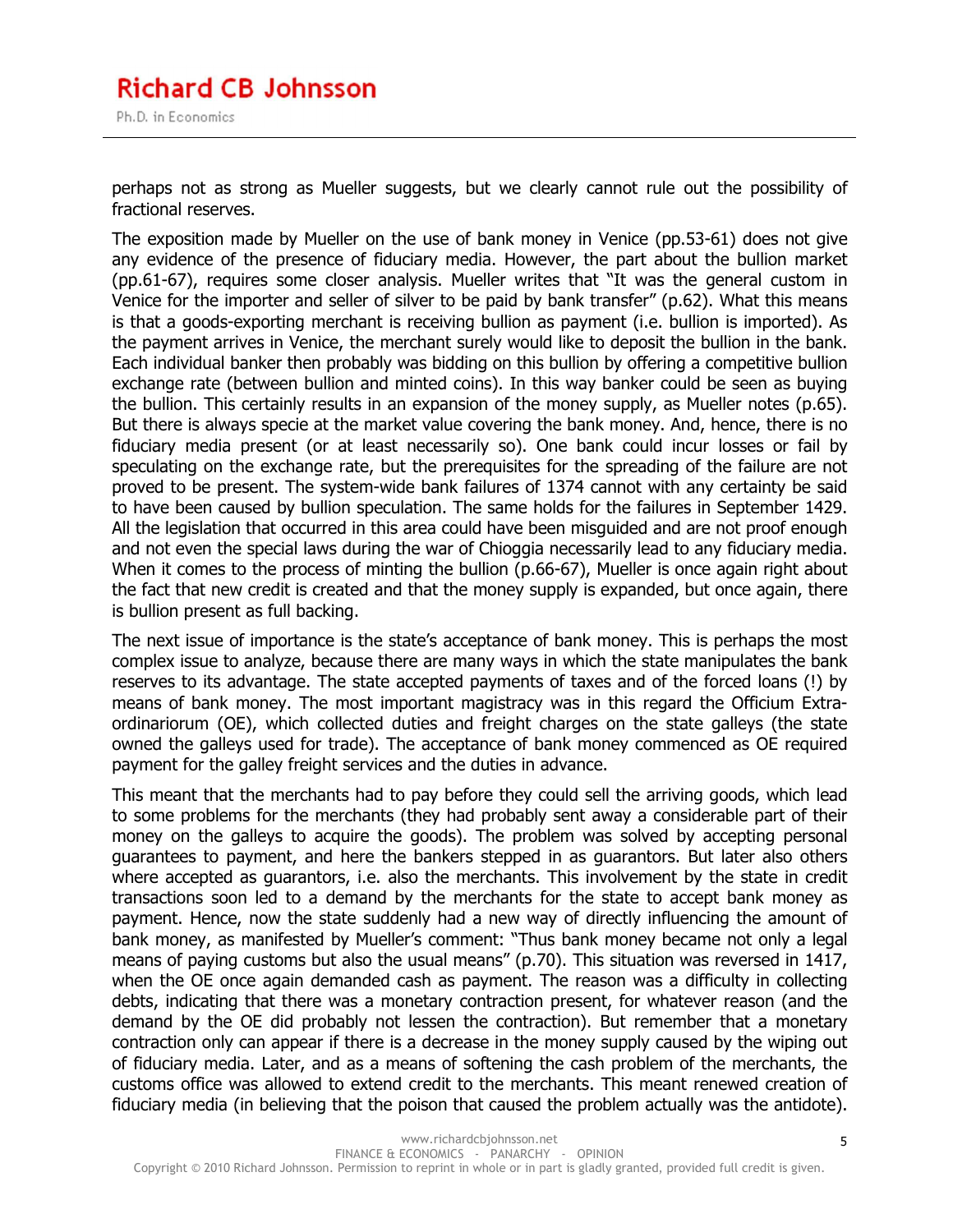perhaps not as strong as Mueller suggests, but we clearly cannot rule out the possibility of fractional reserves.

The exposition made by Mueller on the use of bank money in Venice (pp.53-61) does not give any evidence of the presence of fiduciary media. However, the part about the bullion market (pp.61-67), requires some closer analysis. Mueller writes that "It was the general custom in Venice for the importer and seller of silver to be paid by bank transfer" (p.62). What this means is that a goods-exporting merchant is receiving bullion as payment (i.e. bullion is imported). As the payment arrives in Venice, the merchant surely would like to deposit the bullion in the bank. Each individual banker then probably was bidding on this bullion by offering a competitive bullion exchange rate (between bullion and minted coins). In this way banker could be seen as buying the bullion. This certainly results in an expansion of the money supply, as Mueller notes (p.65). But there is always specie at the market value covering the bank money. And, hence, there is no fiduciary media present (or at least necessarily so). One bank could incur losses or fail by speculating on the exchange rate, but the prerequisites for the spreading of the failure are not proved to be present. The system-wide bank failures of 1374 cannot with any certainty be said to have been caused by bullion speculation. The same holds for the failures in September 1429. All the legislation that occurred in this area could have been misguided and are not proof enough and not even the special laws during the war of Chioggia necessarily lead to any fiduciary media. When it comes to the process of minting the bullion (p.66-67), Mueller is once again right about the fact that new credit is created and that the money supply is expanded, but once again, there is bullion present as full backing.

The next issue of importance is the state's acceptance of bank money. This is perhaps the most complex issue to analyze, because there are many ways in which the state manipulates the bank reserves to its advantage. The state accepted payments of taxes and of the forced loans (!) by means of bank money. The most important magistracy was in this regard the Officium Extra-ordinariorum (OE), which collected duties and freight charges on the state galleys (the state owned the galleys used for trade). The acceptance of bank money commenced as OE required payment for the galley freight services and the duties in advance.

This meant that the merchants had to pay before they could sell the arriving goods, which lead to some problems for the merchants (they had probably sent away a considerable part of their money on the galleys to acquire the goods). The problem was solved by accepting personal guarantees to payment, and here the bankers stepped in as guarantors. But later also others where accepted as guarantors, i.e. also the merchants. This involvement by the state in credit transactions soon led to a demand by the merchants for the state to accept bank money as payment. Hence, now the state suddenly had a new way of directly influencing the amount of bank money, as manifested by Mueller's comment: "Thus bank money became not only a legal means of paying customs but also the usual means" (p.70). This situation was reversed in 1417, when the OE once again demanded cash as payment. The reason was a difficulty in collecting debts, indicating that there was a monetary contraction present, for whatever reason (and the demand by the OE did probably not lessen the contraction). But remember that a monetary contraction only can appear if there is a decrease in the money supply caused by the wiping out of fiduciary media. Later, and as a means of softening the cash problem of the merchants, the customs office was allowed to extend credit to the merchants. This meant renewed creation of fiduciary media (in believing that the poison that caused the problem actually was the antidote).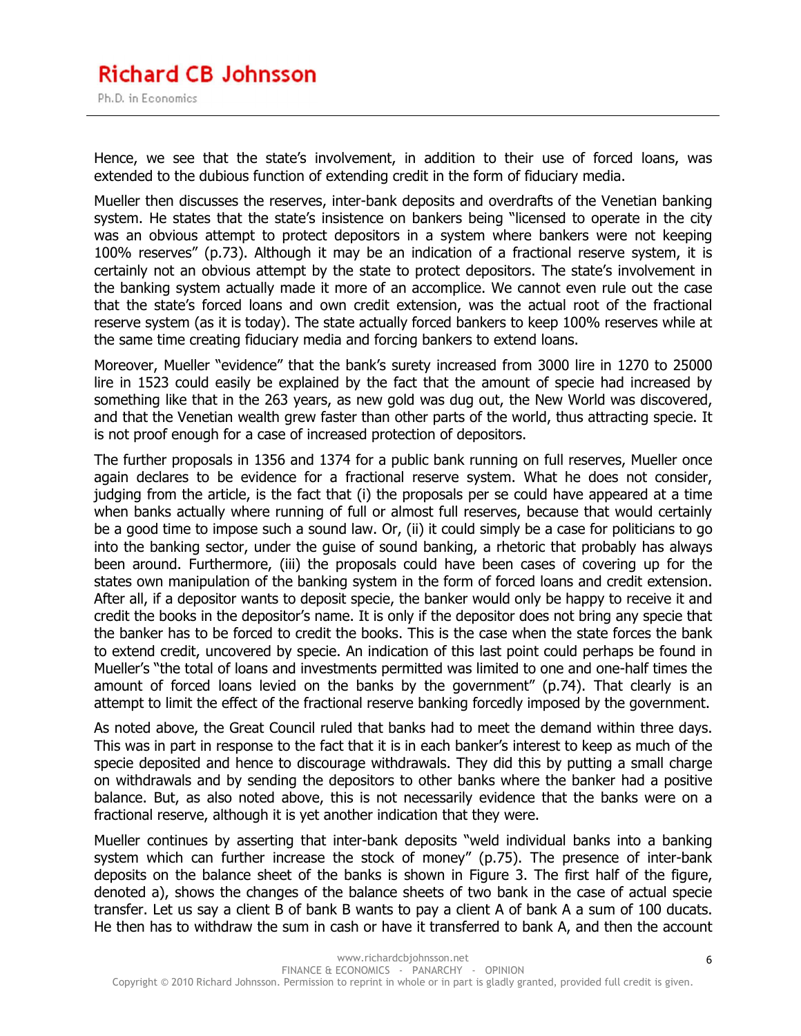Hence, we see that the state's involvement, in addition to their use of forced loans, was extended to the dubious function of extending credit in the form of fiduciary media.

Mueller then discusses the reserves, inter-bank deposits and overdrafts of the Venetian banking system. He states that the state's insistence on bankers being "licensed to operate in the city was an obvious attempt to protect depositors in a system where bankers were not keeping 100% reserves" (p.73). Although it may be an indication of a fractional reserve system, it is certainly not an obvious attempt by the state to protect depositors. The state's involvement in the banking system actually made it more of an accomplice. We cannot even rule out the case that the state's forced loans and own credit extension, was the actual root of the fractional reserve system (as it is today). The state actually forced bankers to keep 100% reserves while at the same time creating fiduciary media and forcing bankers to extend loans.

Moreover, Mueller "evidence" that the bank's surety increased from 3000 lire in 1270 to 25000 lire in 1523 could easily be explained by the fact that the amount of specie had increased by something like that in the 263 years, as new gold was dug out, the New World was discovered, and that the Venetian wealth grew faster than other parts of the world, thus attracting specie. It is not proof enough for a case of increased protection of depositors.

The further proposals in 1356 and 1374 for a public bank running on full reserves, Mueller once again declares to be evidence for a fractional reserve system. What he does not consider, judging from the article, is the fact that (i) the proposals per se could have appeared at a time when banks actually where running of full or almost full reserves, because that would certainly be a good time to impose such a sound law. Or, (ii) it could simply be a case for politicians to go into the banking sector, under the guise of sound banking, a rhetoric that probably has always been around. Furthermore, (iii) the proposals could have been cases of covering up for the states own manipulation of the banking system in the form of forced loans and credit extension. After all, if a depositor wants to deposit specie, the banker would only be happy to receive it and credit the books in the depositor's name. It is only if the depositor does not bring any specie that the banker has to be forced to credit the books. This is the case when the state forces the bank to extend credit, uncovered by specie. An indication of this last point could perhaps be found in Mueller's "the total of loans and investments permitted was limited to one and one-half times the amount of forced loans levied on the banks by the government" (p.74). That clearly is an attempt to limit the effect of the fractional reserve banking forcedly imposed by the government.

As noted above, the Great Council ruled that banks had to meet the demand within three days. This was in part in response to the fact that it is in each banker's interest to keep as much of the specie deposited and hence to discourage withdrawals. They did this by putting a small charge on withdrawals and by sending the depositors to other banks where the banker had a positive balance. But, as also noted above, this is not necessarily evidence that the banks were on a fractional reserve, although it is yet another indication that they were.

Mueller continues by asserting that inter-bank deposits "weld individual banks into a banking system which can further increase the stock of money" (p.75). The presence of inter-bank deposits on the balance sheet of the banks is shown in Figure 3. The first half of the figure, denoted a), shows the changes of the balance sheets of two bank in the case of actual specie transfer. Let us say a client B of bank B wants to pay a client A of bank A a sum of 100 ducats. He then has to withdraw the sum in cash or have it transferred to bank A, and then the account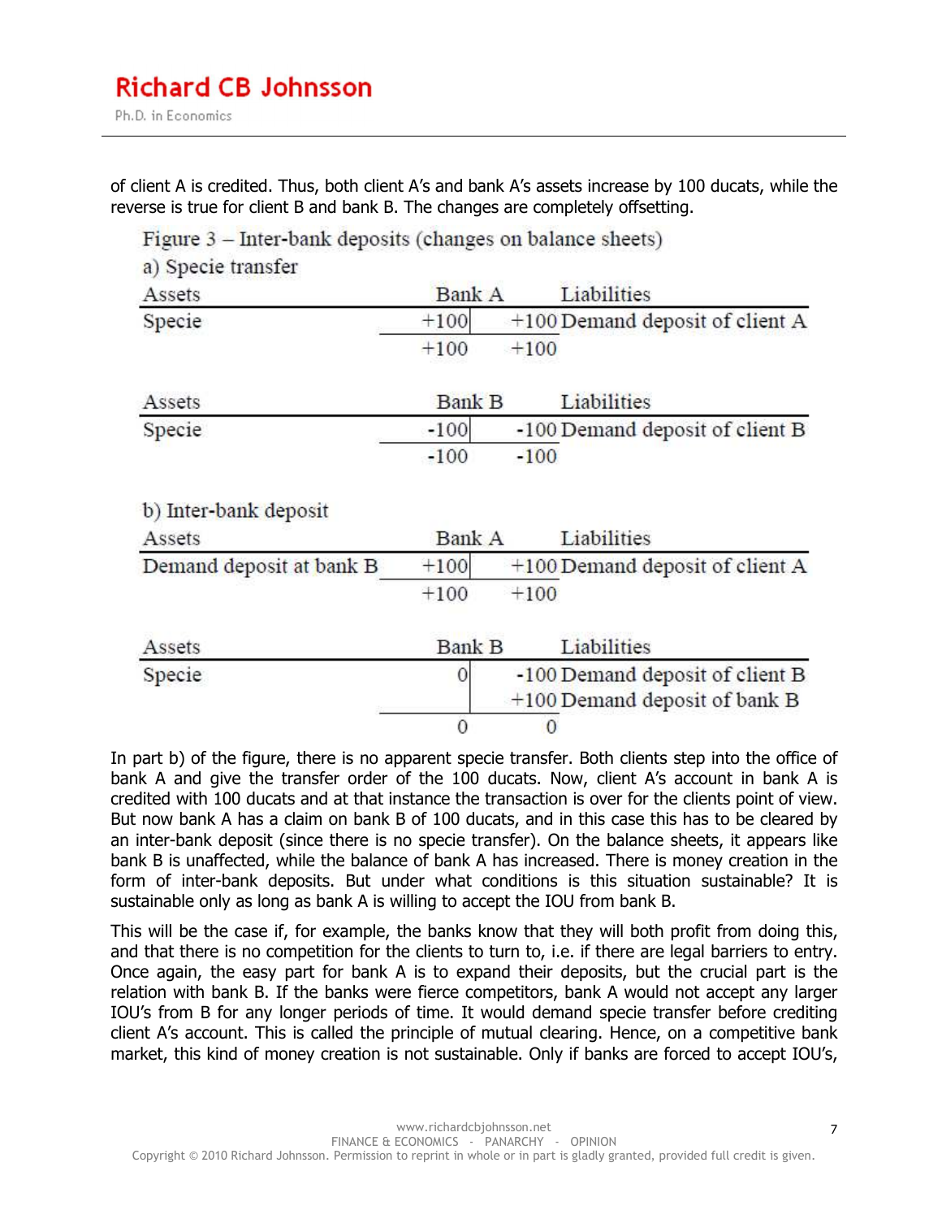of client A is credited. Thus, both client A's and bank A's assets increase by 100 ducats, while the reverse is true for client B and bank B. The changes are completely offsetting.

Figure 3 – Inter-bank deposits (changes on balance sheets)

a) Specie transfer

| Assets | Bank A | | Liabilities |
|---|---|---|---|
| Specie | +100 | +100 | Demand deposit of client A |
| | +100 | +100 | |

| Assets | Bank B | | Liabilities |
|---|---|---|---|
| Specie | -100 | -100 | Demand deposit of client B |
| | -100 | -100 | |

b) Inter-bank deposit

| Assets | Bank A | | Liabilities |
|---|---|---|---|
| Demand deposit at bank B | +100 | +100 | Demand deposit of client A |
| | +100 | +100 | |

| Assets | Bank B | | Liabilities |
|---|---|---|---|
| Specie | 0 | -100 | Demand deposit of client B |
| | | +100 | Demand deposit of bank B |
| | 0 | 0 | |

In part b) of the figure, there is no apparent specie transfer. Both clients step into the office of bank A and give the transfer order of the 100 ducats. Now, client A's account in bank A is credited with 100 ducats and at that instance the transaction is over for the clients point of view. But now bank A has a claim on bank B of 100 ducats, and in this case this has to be cleared by an inter-bank deposit (since there is no specie transfer). On the balance sheets, it appears like bank B is unaffected, while the balance of bank A has increased. There is money creation in the form of inter-bank deposits. But under what conditions is this situation sustainable? It is sustainable only as long as bank A is willing to accept the IOU from bank B.

This will be the case if, for example, the banks know that they will both profit from doing this, and that there is no competition for the clients to turn to, i.e. if there are legal barriers to entry. Once again, the easy part for bank A is to expand their deposits, but the crucial part is the relation with bank B. If the banks were fierce competitors, bank A would not accept any larger IOU's from B for any longer periods of time. It would demand specie transfer before crediting client A's account. This is called the principle of mutual clearing. Hence, on a competitive bank market, this kind of money creation is not sustainable. Only if banks are forced to accept IOU's,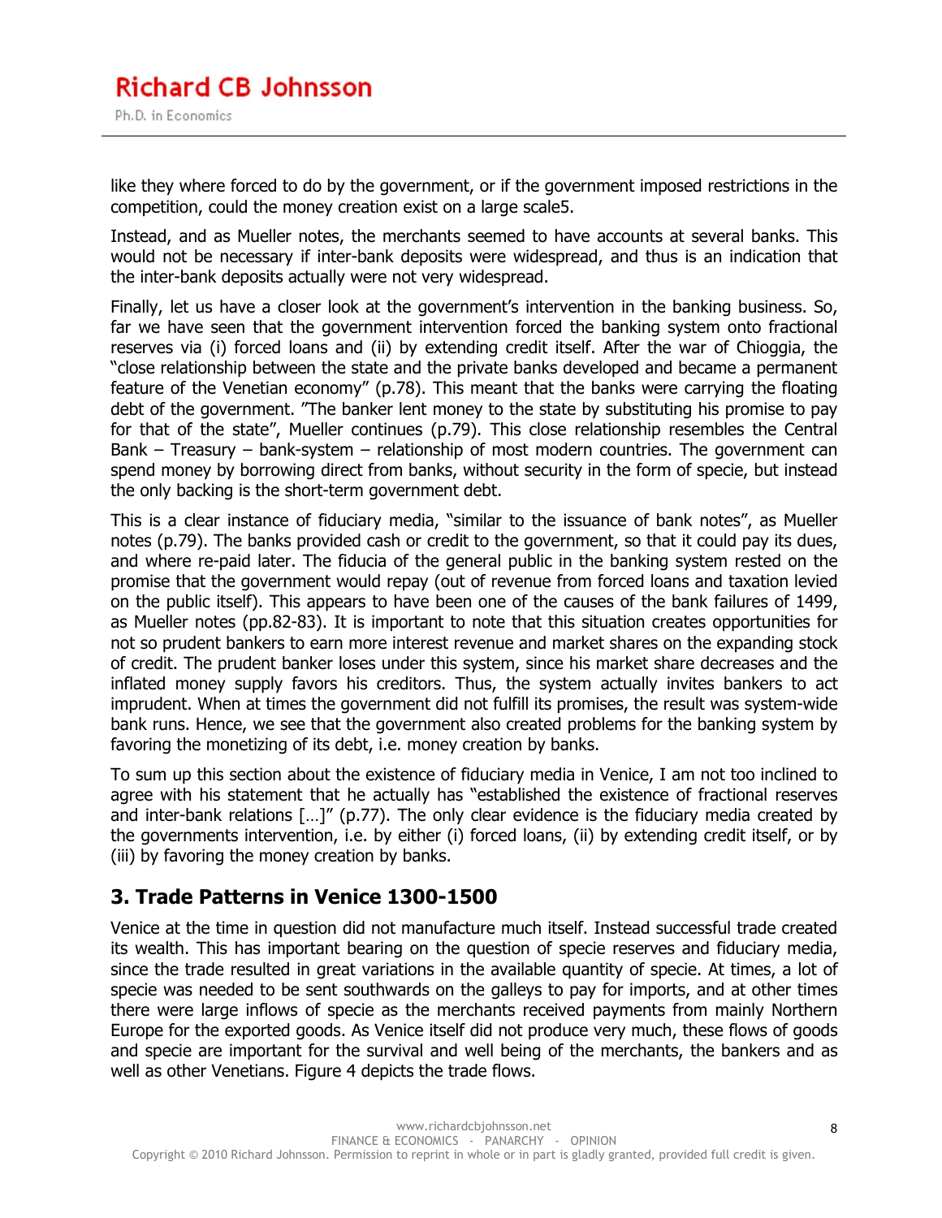like they where forced to do by the government, or if the government imposed restrictions in the competition, could the money creation exist on a large scale5.

Instead, and as Mueller notes, the merchants seemed to have accounts at several banks. This would not be necessary if inter-bank deposits were widespread, and thus is an indication that the inter-bank deposits actually were not very widespread.

Finally, let us have a closer look at the government's intervention in the banking business. So, far we have seen that the government intervention forced the banking system onto fractional reserves via (i) forced loans and (ii) by extending credit itself. After the war of Chioggia, the "close relationship between the state and the private banks developed and became a permanent feature of the Venetian economy" (p.78). This meant that the banks were carrying the floating debt of the government. "The banker lent money to the state by substituting his promise to pay for that of the state", Mueller continues (p.79). This close relationship resembles the Central Bank – Treasury – bank-system – relationship of most modern countries. The government can spend money by borrowing direct from banks, without security in the form of specie, but instead the only backing is the short-term government debt.

This is a clear instance of fiduciary media, "similar to the issuance of bank notes", as Mueller notes (p.79). The banks provided cash or credit to the government, so that it could pay its dues, and where re-paid later. The fiducia of the general public in the banking system rested on the promise that the government would repay (out of revenue from forced loans and taxation levied on the public itself). This appears to have been one of the causes of the bank failures of 1499, as Mueller notes (pp.82-83). It is important to note that this situation creates opportunities for not so prudent bankers to earn more interest revenue and market shares on the expanding stock of credit. The prudent banker loses under this system, since his market share decreases and the inflated money supply favors his creditors. Thus, the system actually invites bankers to act imprudent. When at times the government did not fulfill its promises, the result was system-wide bank runs. Hence, we see that the government also created problems for the banking system by favoring the monetizing of its debt, i.e. money creation by banks.

To sum up this section about the existence of fiduciary media in Venice, I am not too inclined to agree with his statement that he actually has "established the existence of fractional reserves and inter-bank relations […]" (p.77). The only clear evidence is the fiduciary media created by the governments intervention, i.e. by either (i) forced loans, (ii) by extending credit itself, or by (iii) by favoring the money creation by banks.

## 3. Trade Patterns in Venice 1300-1500

Venice at the time in question did not manufacture much itself. Instead successful trade created its wealth. This has important bearing on the question of specie reserves and fiduciary media, since the trade resulted in great variations in the available quantity of specie. At times, a lot of specie was needed to be sent southwards on the galleys to pay for imports, and at other times there were large inflows of specie as the merchants received payments from mainly Northern Europe for the exported goods. As Venice itself did not produce very much, these flows of goods and specie are important for the survival and well being of the merchants, the bankers and as well as other Venetians. Figure 4 depicts the trade flows.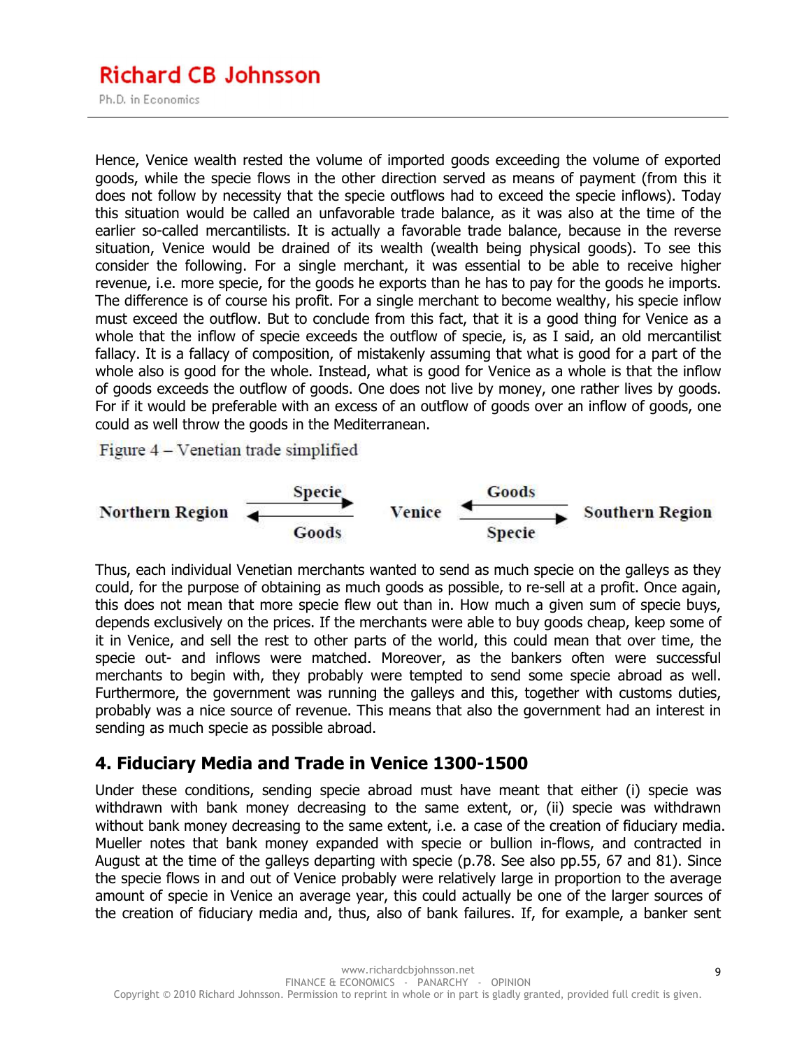Hence, Venice wealth rested the volume of imported goods exceeding the volume of exported goods, while the specie flows in the other direction served as means of payment (from this it does not follow by necessity that the specie outflows had to exceed the specie inflows). Today this situation would be called an unfavorable trade balance, as it was also at the time of the earlier so-called mercantilists. It is actually a favorable trade balance, because in the reverse situation, Venice would be drained of its wealth (wealth being physical goods). To see this consider the following. For a single merchant, it was essential to be able to receive higher revenue, i.e. more specie, for the goods he exports than he has to pay for the goods he imports. The difference is of course his profit. For a single merchant to become wealthy, his specie inflow must exceed the outflow. But to conclude from this fact, that it is a good thing for Venice as a whole that the inflow of specie exceeds the outflow of specie, is, as I said, an old mercantilist fallacy. It is a fallacy of composition, of mistakenly assuming that what is good for a part of the whole also is good for the whole. Instead, what is good for Venice as a whole is that the inflow of goods exceeds the outflow of goods. One does not live by money, one rather lives by goods. For if it would be preferable with an excess of an outflow of goods over an inflow of goods, one could as well throw the goods in the Mediterranean.

Figure 4 – Venetian trade simplified

Northern Region — Specie → Venice; Venice — Goods → Northern Region; Southern Region — Goods → Venice; Venice — Specie → Southern Region

Thus, each individual Venetian merchants wanted to send as much specie on the galleys as they could, for the purpose of obtaining as much goods as possible, to re-sell at a profit. Once again, this does not mean that more specie flew out than in. How much a given sum of specie buys, depends exclusively on the prices. If the merchants were able to buy goods cheap, keep some of it in Venice, and sell the rest to other parts of the world, this could mean that over time, the specie out- and inflows were matched. Moreover, as the bankers often were successful merchants to begin with, they probably were tempted to send some specie abroad as well. Furthermore, the government was running the galleys and this, together with customs duties, probably was a nice source of revenue. This means that also the government had an interest in sending as much specie as possible abroad.

## 4. Fiduciary Media and Trade in Venice 1300-1500

Under these conditions, sending specie abroad must have meant that either (i) specie was withdrawn with bank money decreasing to the same extent, or, (ii) specie was withdrawn without bank money decreasing to the same extent, i.e. a case of the creation of fiduciary media. Mueller notes that bank money expanded with specie or bullion in-flows, and contracted in August at the time of the galleys departing with specie (p.78. See also pp.55, 67 and 81). Since the specie flows in and out of Venice probably were relatively large in proportion to the average amount of specie in Venice an average year, this could actually be one of the larger sources of the creation of fiduciary media and, thus, also of bank failures. If, for example, a banker sent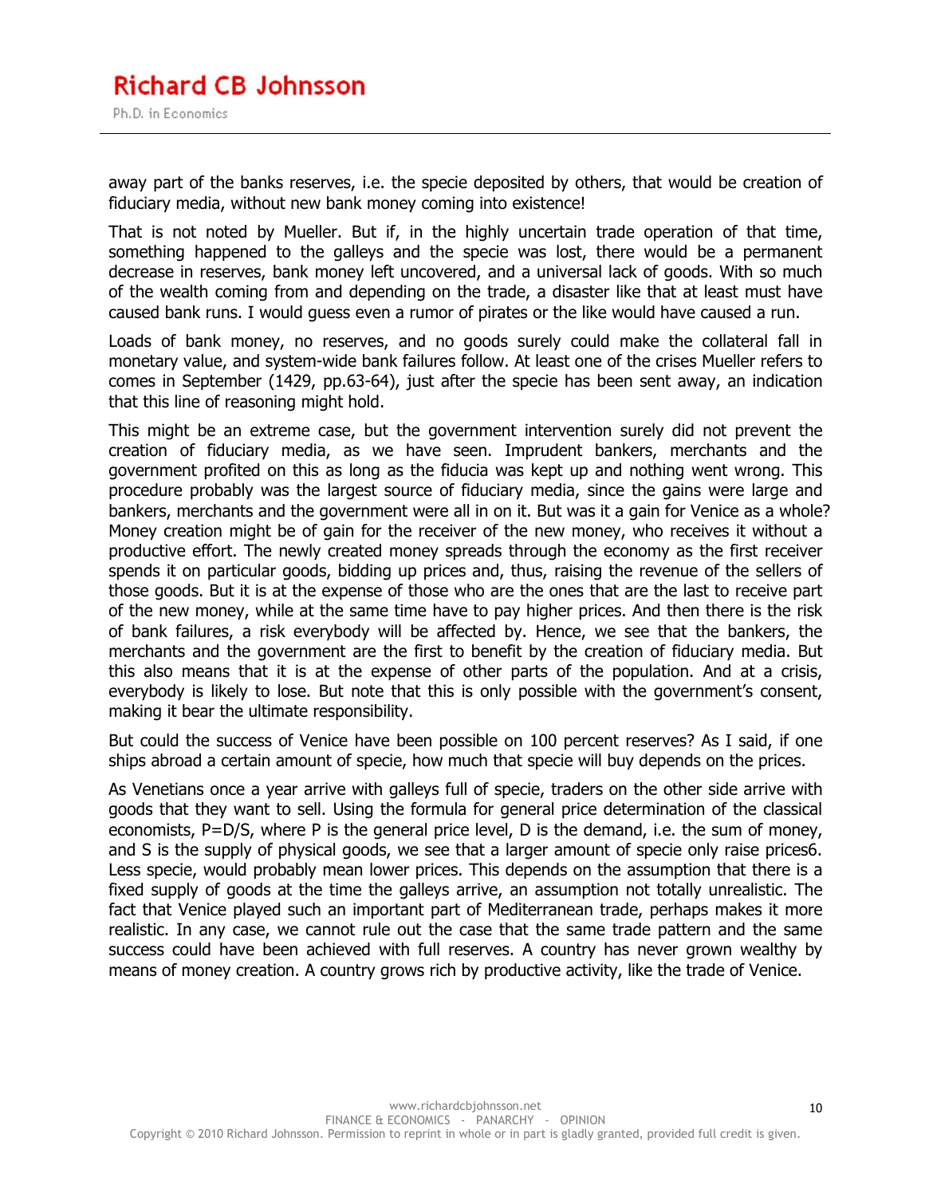away part of the banks reserves, i.e. the specie deposited by others, that would be creation of fiduciary media, without new bank money coming into existence!

That is not noted by Mueller. But if, in the highly uncertain trade operation of that time, something happened to the galleys and the specie was lost, there would be a permanent decrease in reserves, bank money left uncovered, and a universal lack of goods. With so much of the wealth coming from and depending on the trade, a disaster like that at least must have caused bank runs. I would guess even a rumor of pirates or the like would have caused a run.

Loads of bank money, no reserves, and no goods surely could make the collateral fall in monetary value, and system-wide bank failures follow. At least one of the crises Mueller refers to comes in September (1429, pp.63-64), just after the specie has been sent away, an indication that this line of reasoning might hold.

This might be an extreme case, but the government intervention surely did not prevent the creation of fiduciary media, as we have seen. Imprudent bankers, merchants and the government profited on this as long as the fiducia was kept up and nothing went wrong. This procedure probably was the largest source of fiduciary media, since the gains were large and bankers, merchants and the government were all in on it. But was it a gain for Venice as a whole? Money creation might be of gain for the receiver of the new money, who receives it without a productive effort. The newly created money spreads through the economy as the first receiver spends it on particular goods, bidding up prices and, thus, raising the revenue of the sellers of those goods. But it is at the expense of those who are the ones that are the last to receive part of the new money, while at the same time have to pay higher prices. And then there is the risk of bank failures, a risk everybody will be affected by. Hence, we see that the bankers, the merchants and the government are the first to benefit by the creation of fiduciary media. But this also means that it is at the expense of other parts of the population. And at a crisis, everybody is likely to lose. But note that this is only possible with the government's consent, making it bear the ultimate responsibility.

But could the success of Venice have been possible on 100 percent reserves? As I said, if one ships abroad a certain amount of specie, how much that specie will buy depends on the prices.

As Venetians once a year arrive with galleys full of specie, traders on the other side arrive with goods that they want to sell. Using the formula for general price determination of the classical economists, $P=D/S$, where P is the general price level, D is the demand, i.e. the sum of money, and S is the supply of physical goods, we see that a larger amount of specie only raise prices[6]. Less specie, would probably mean lower prices. This depends on the assumption that there is a fixed supply of goods at the time the galleys arrive, an assumption not totally unrealistic. The fact that Venice played such an important part of Mediterranean trade, perhaps makes it more realistic. In any case, we cannot rule out the case that the same trade pattern and the same success could have been achieved with full reserves. A country has never grown wealthy by means of money creation. A country grows rich by productive activity, like the trade of Venice.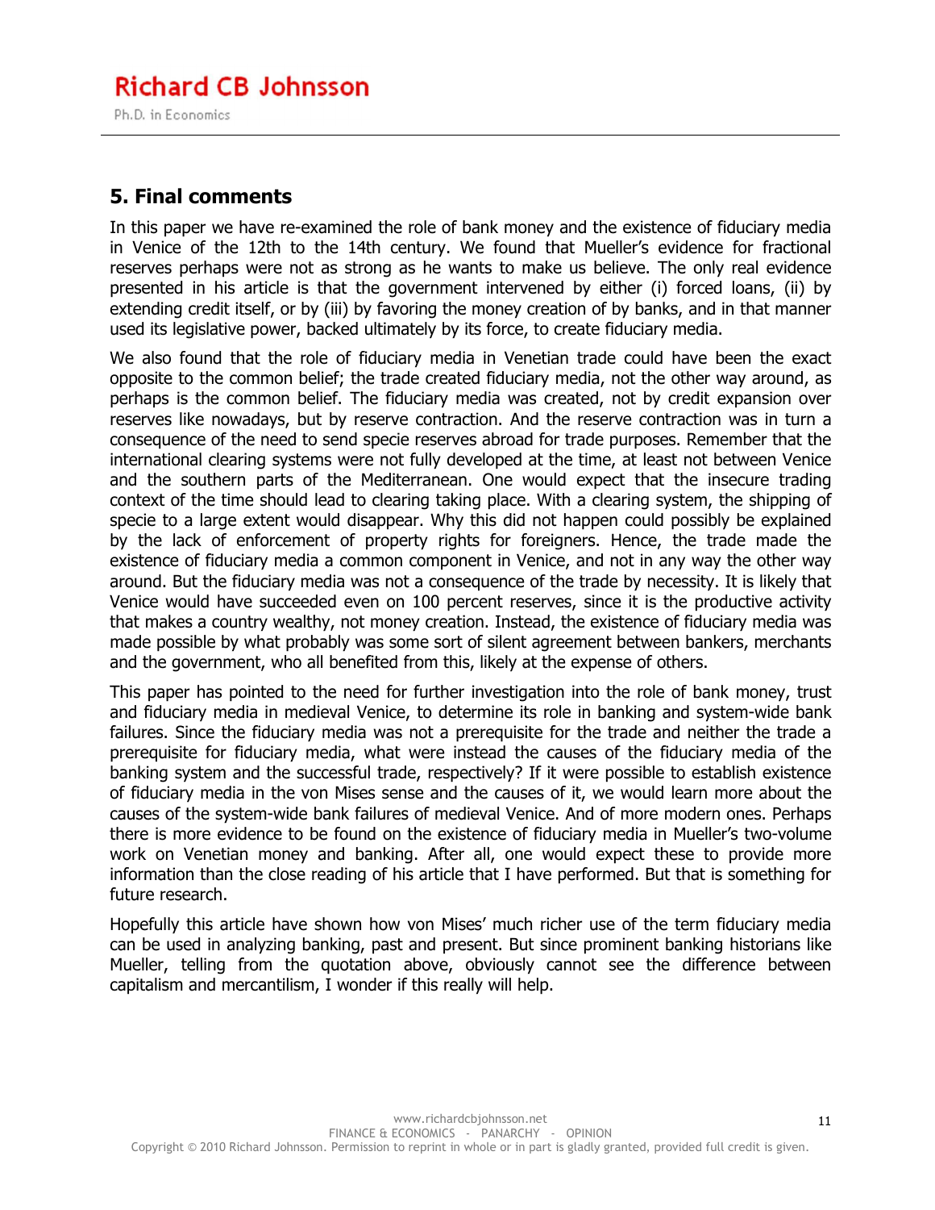## 5. Final comments

In this paper we have re-examined the role of bank money and the existence of fiduciary media in Venice of the 12th to the 14th century. We found that Mueller's evidence for fractional reserves perhaps were not as strong as he wants to make us believe. The only real evidence presented in his article is that the government intervened by either (i) forced loans, (ii) by extending credit itself, or by (iii) by favoring the money creation of by banks, and in that manner used its legislative power, backed ultimately by its force, to create fiduciary media.

We also found that the role of fiduciary media in Venetian trade could have been the exact opposite to the common belief; the trade created fiduciary media, not the other way around, as perhaps is the common belief. The fiduciary media was created, not by credit expansion over reserves like nowadays, but by reserve contraction. And the reserve contraction was in turn a consequence of the need to send specie reserves abroad for trade purposes. Remember that the international clearing systems were not fully developed at the time, at least not between Venice and the southern parts of the Mediterranean. One would expect that the insecure trading context of the time should lead to clearing taking place. With a clearing system, the shipping of specie to a large extent would disappear. Why this did not happen could possibly be explained by the lack of enforcement of property rights for foreigners. Hence, the trade made the existence of fiduciary media a common component in Venice, and not in any way the other way around. But the fiduciary media was not a consequence of the trade by necessity. It is likely that Venice would have succeeded even on 100 percent reserves, since it is the productive activity that makes a country wealthy, not money creation. Instead, the existence of fiduciary media was made possible by what probably was some sort of silent agreement between bankers, merchants and the government, who all benefited from this, likely at the expense of others.

This paper has pointed to the need for further investigation into the role of bank money, trust and fiduciary media in medieval Venice, to determine its role in banking and system-wide bank failures. Since the fiduciary media was not a prerequisite for the trade and neither the trade a prerequisite for fiduciary media, what were instead the causes of the fiduciary media of the banking system and the successful trade, respectively? If it were possible to establish existence of fiduciary media in the von Mises sense and the causes of it, we would learn more about the causes of the system-wide bank failures of medieval Venice. And of more modern ones. Perhaps there is more evidence to be found on the existence of fiduciary media in Mueller's two-volume work on Venetian money and banking. After all, one would expect these to provide more information than the close reading of his article that I have performed. But that is something for future research.

Hopefully this article have shown how von Mises' much richer use of the term fiduciary media can be used in analyzing banking, past and present. But since prominent banking historians like Mueller, telling from the quotation above, obviously cannot see the difference between capitalism and mercantilism, I wonder if this really will help.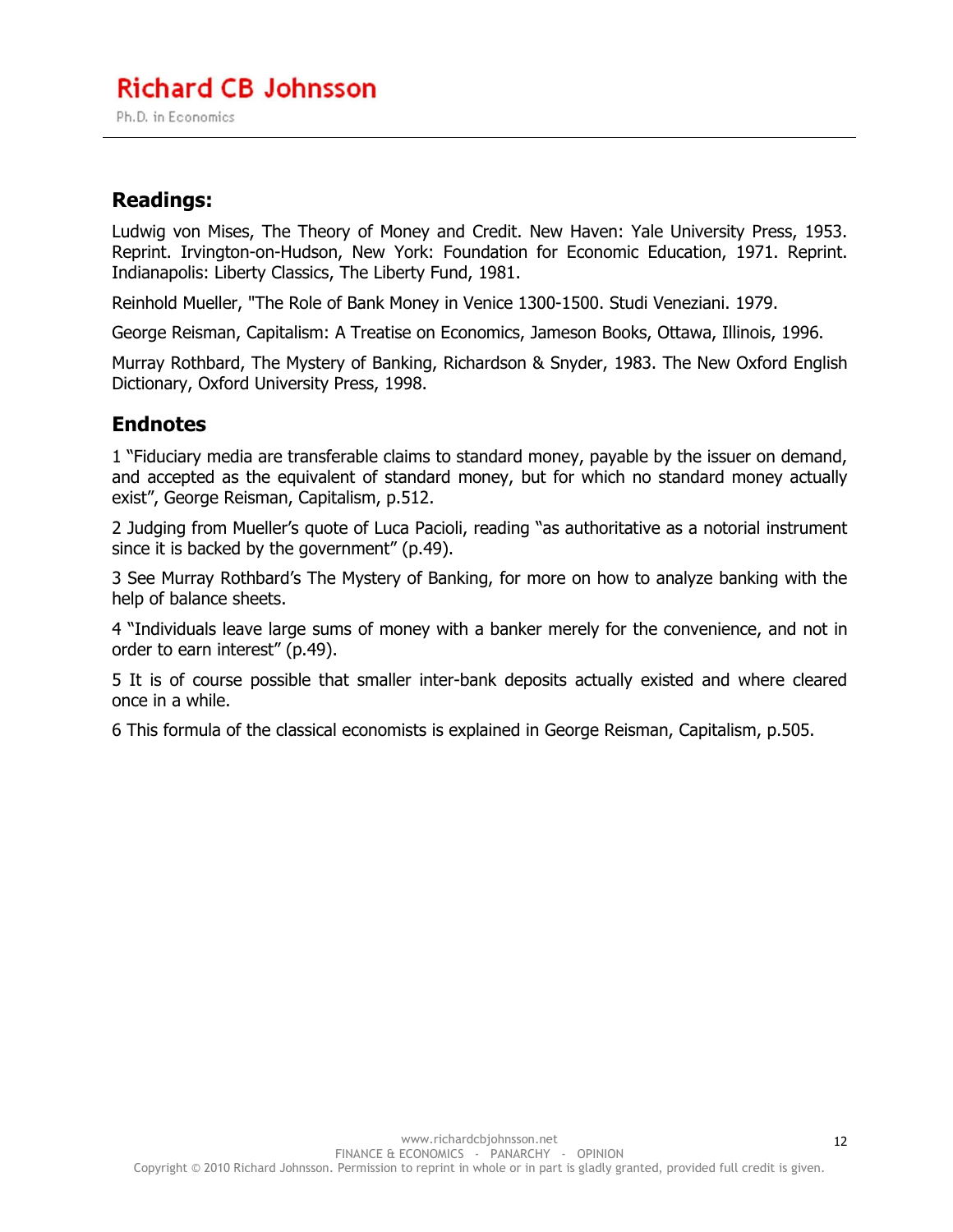## Readings:

Ludwig von Mises, The Theory of Money and Credit. New Haven: Yale University Press, 1953. Reprint. Irvington-on-Hudson, New York: Foundation for Economic Education, 1971. Reprint. Indianapolis: Liberty Classics, The Liberty Fund, 1981.

Reinhold Mueller, "The Role of Bank Money in Venice 1300-1500. Studi Veneziani. 1979.

George Reisman, Capitalism: A Treatise on Economics, Jameson Books, Ottawa, Illinois, 1996.

Murray Rothbard, The Mystery of Banking, Richardson & Snyder, 1983. The New Oxford English Dictionary, Oxford University Press, 1998.

## Endnotes

1 "Fiduciary media are transferable claims to standard money, payable by the issuer on demand, and accepted as the equivalent of standard money, but for which no standard money actually exist", George Reisman, Capitalism, p.512.

2 Judging from Mueller's quote of Luca Pacioli, reading "as authoritative as a notorial instrument since it is backed by the government" (p.49).

3 See Murray Rothbard's The Mystery of Banking, for more on how to analyze banking with the help of balance sheets.

4 "Individuals leave large sums of money with a banker merely for the convenience, and not in order to earn interest" (p.49).

5 It is of course possible that smaller inter-bank deposits actually existed and where cleared once in a while.

6 This formula of the classical economists is explained in George Reisman, Capitalism, p.505.